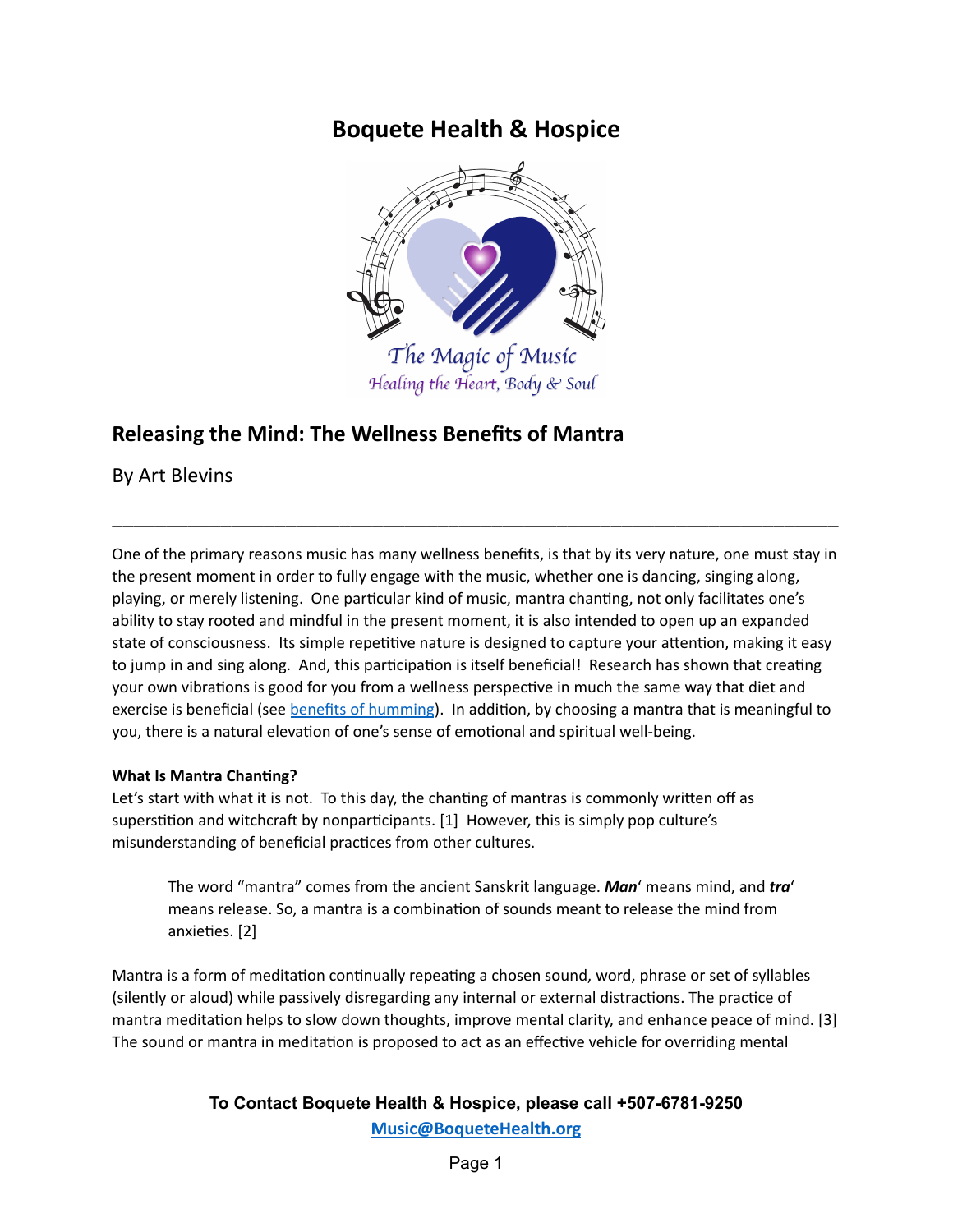# Boquete Health & Hospice

The Magic of Music
Healing the Heart, Body & Soul

## Releasing the Mind: The Wellness Benefits of Mantra

By Art Blevins

---

One of the primary reasons music has many wellness benefits, is that by its very nature, one must stay in the present moment in order to fully engage with the music, whether one is dancing, singing along, playing, or merely listening. One particular kind of music, mantra chanting, not only facilitates one's ability to stay rooted and mindful in the present moment, it is also intended to open up an expanded state of consciousness. Its simple repetitive nature is designed to capture your attention, making it easy to jump in and sing along. And, this participation is itself beneficial! Research has shown that creating your own vibrations is good for you from a wellness perspective in much the same way that diet and exercise is beneficial (see [benefits of humming](benefits of humming)). In addition, by choosing a mantra that is meaningful to you, there is a natural elevation of one's sense of emotional and spiritual well-being.

**What Is Mantra Chanting?**

Let's start with what it is not. To this day, the chanting of mantras is commonly written off as superstition and witchcraft by nonparticipants. [1] However, this is simply pop culture's misunderstanding of beneficial practices from other cultures.

> The word "mantra" comes from the ancient Sanskrit language. ***Man***' means mind, and ***tra***' means release. So, a mantra is a combination of sounds meant to release the mind from anxieties. [2]

Mantra is a form of meditation continually repeating a chosen sound, word, phrase or set of syllables (silently or aloud) while passively disregarding any internal or external distractions. The practice of mantra meditation helps to slow down thoughts, improve mental clarity, and enhance peace of mind. [3] The sound or mantra in meditation is proposed to act as an effective vehicle for overriding mental

**To Contact Boquete Health & Hospice, please call +507-6781-9250**
**Music@BoqueteHealth.org**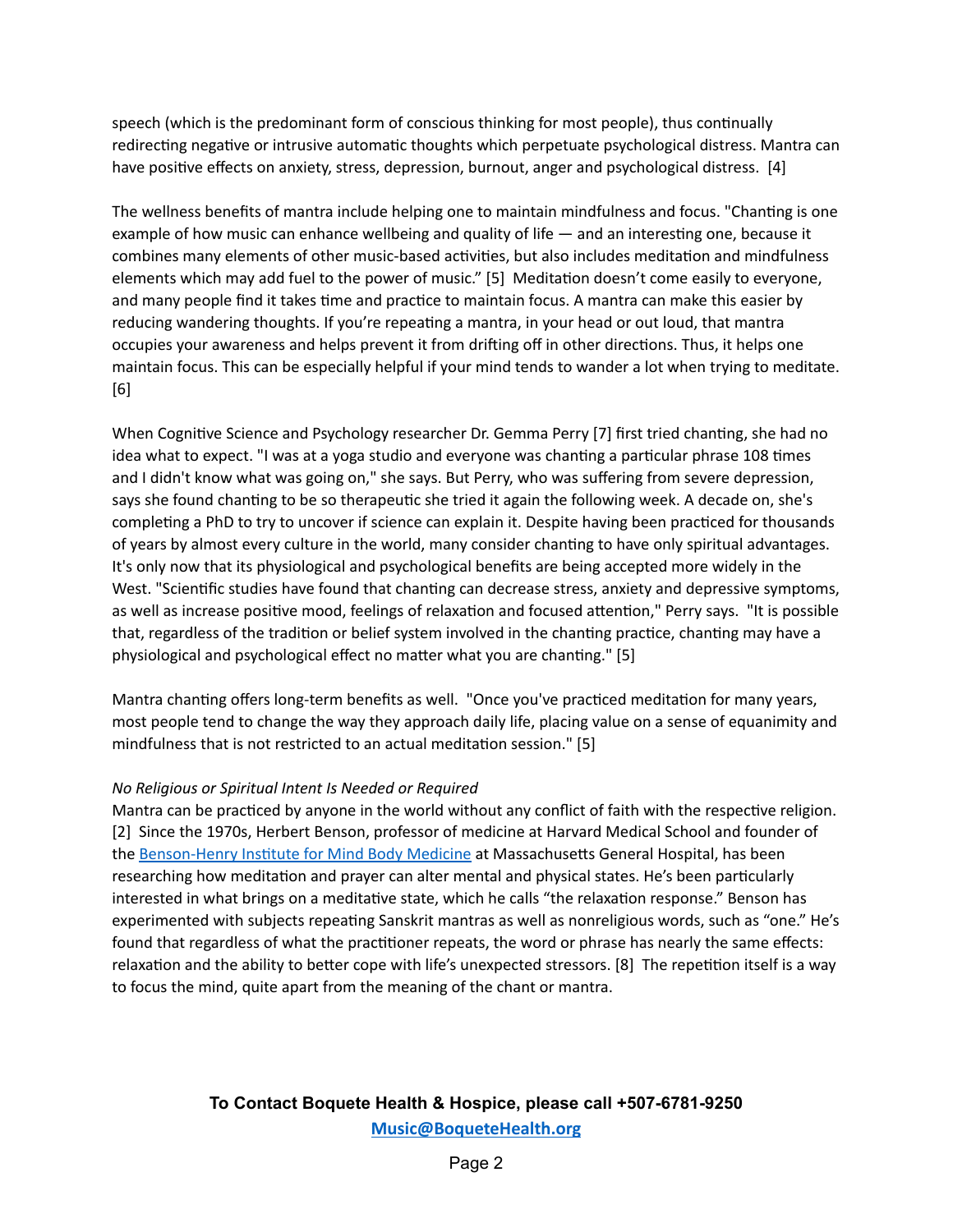speech (which is the predominant form of conscious thinking for most people), thus continually redirecting negative or intrusive automatic thoughts which perpetuate psychological distress. Mantra can have positive effects on anxiety, stress, depression, burnout, anger and psychological distress. [4]

The wellness benefits of mantra include helping one to maintain mindfulness and focus. "Chanting is one example of how music can enhance wellbeing and quality of life — and an interesting one, because it combines many elements of other music-based activities, but also includes meditation and mindfulness elements which may add fuel to the power of music." [5] Meditation doesn't come easily to everyone, and many people find it takes time and practice to maintain focus. A mantra can make this easier by reducing wandering thoughts. If you're repeating a mantra, in your head or out loud, that mantra occupies your awareness and helps prevent it from drifting off in other directions. Thus, it helps one maintain focus. This can be especially helpful if your mind tends to wander a lot when trying to meditate. [6]

When Cognitive Science and Psychology researcher Dr. Gemma Perry [7] first tried chanting, she had no idea what to expect. "I was at a yoga studio and everyone was chanting a particular phrase 108 times and I didn't know what was going on," she says. But Perry, who was suffering from severe depression, says she found chanting to be so therapeutic she tried it again the following week. A decade on, she's completing a PhD to try to uncover if science can explain it. Despite having been practiced for thousands of years by almost every culture in the world, many consider chanting to have only spiritual advantages. It's only now that its physiological and psychological benefits are being accepted more widely in the West. "Scientific studies have found that chanting can decrease stress, anxiety and depressive symptoms, as well as increase positive mood, feelings of relaxation and focused attention," Perry says. "It is possible that, regardless of the tradition or belief system involved in the chanting practice, chanting may have a physiological and psychological effect no matter what you are chanting." [5]

Mantra chanting offers long-term benefits as well. "Once you've practiced meditation for many years, most people tend to change the way they approach daily life, placing value on a sense of equanimity and mindfulness that is not restricted to an actual meditation session." [5]

*No Religious or Spiritual Intent Is Needed or Required*

Mantra can be practiced by anyone in the world without any conflict of faith with the respective religion. [2] Since the 1970s, Herbert Benson, professor of medicine at Harvard Medical School and founder of the [Benson-Henry Institute for Mind Body Medicine](#) at Massachusetts General Hospital, has been researching how meditation and prayer can alter mental and physical states. He's been particularly interested in what brings on a meditative state, which he calls "the relaxation response." Benson has experimented with subjects repeating Sanskrit mantras as well as nonreligious words, such as "one." He's found that regardless of what the practitioner repeats, the word or phrase has nearly the same effects: relaxation and the ability to better cope with life's unexpected stressors. [8] The repetition itself is a way to focus the mind, quite apart from the meaning of the chant or mantra.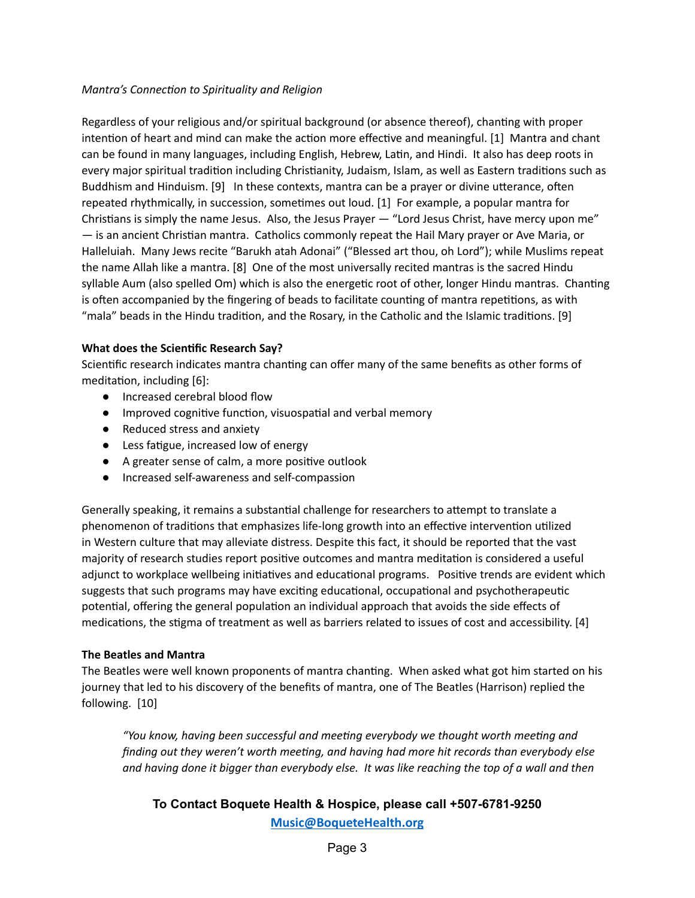*Mantra's Connection to Spirituality and Religion*

Regardless of your religious and/or spiritual background (or absence thereof), chanting with proper intention of heart and mind can make the action more effective and meaningful. [1] Mantra and chant can be found in many languages, including English, Hebrew, Latin, and Hindi. It also has deep roots in every major spiritual tradition including Christianity, Judaism, Islam, as well as Eastern traditions such as Buddhism and Hinduism. [9] In these contexts, mantra can be a prayer or divine utterance, often repeated rhythmically, in succession, sometimes out loud. [1] For example, a popular mantra for Christians is simply the name Jesus. Also, the Jesus Prayer — "Lord Jesus Christ, have mercy upon me" — is an ancient Christian mantra. Catholics commonly repeat the Hail Mary prayer or Ave Maria, or Halleluiah. Many Jews recite "Barukh atah Adonai" ("Blessed art thou, oh Lord"); while Muslims repeat the name Allah like a mantra. [8] One of the most universally recited mantras is the sacred Hindu syllable Aum (also spelled Om) which is also the energetic root of other, longer Hindu mantras. Chanting is often accompanied by the fingering of beads to facilitate counting of mantra repetitions, as with "mala" beads in the Hindu tradition, and the Rosary, in the Catholic and the Islamic traditions. [9]

**What does the Scientific Research Say?**

Scientific research indicates mantra chanting can offer many of the same benefits as other forms of meditation, including [6]:

- Increased cerebral blood flow
- Improved cognitive function, visuospatial and verbal memory
- Reduced stress and anxiety
- Less fatigue, increased low of energy
- A greater sense of calm, a more positive outlook
- Increased self-awareness and self-compassion

Generally speaking, it remains a substantial challenge for researchers to attempt to translate a phenomenon of traditions that emphasizes life-long growth into an effective intervention utilized in Western culture that may alleviate distress. Despite this fact, it should be reported that the vast majority of research studies report positive outcomes and mantra meditation is considered a useful adjunct to workplace wellbeing initiatives and educational programs. Positive trends are evident which suggests that such programs may have exciting educational, occupational and psychotherapeutic potential, offering the general population an individual approach that avoids the side effects of medications, the stigma of treatment as well as barriers related to issues of cost and accessibility. [4]

**The Beatles and Mantra**

The Beatles were well known proponents of mantra chanting. When asked what got him started on his journey that led to his discovery of the benefits of mantra, one of The Beatles (Harrison) replied the following. [10]

> *"You know, having been successful and meeting everybody we thought worth meeting and finding out they weren't worth meeting, and having had more hit records than everybody else and having done it bigger than everybody else. It was like reaching the top of a wall and then*

**To Contact Boquete Health & Hospice, please call +507-6781-9250**
**Music@BoqueteHealth.org**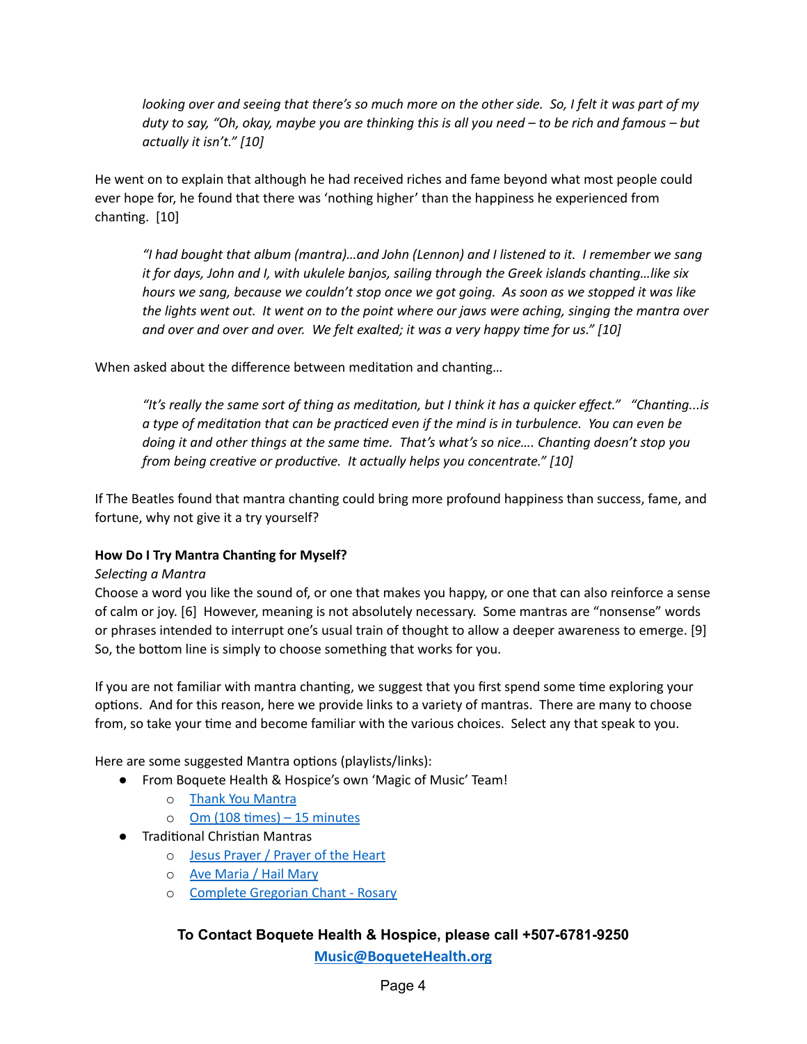> *looking over and seeing that there's so much more on the other side. So, I felt it was part of my duty to say, "Oh, okay, maybe you are thinking this is all you need – to be rich and famous – but actually it isn't." [10]*

He went on to explain that although he had received riches and fame beyond what most people could ever hope for, he found that there was 'nothing higher' than the happiness he experienced from chanting. [10]

> *"I had bought that album (mantra)…and John (Lennon) and I listened to it. I remember we sang it for days, John and I, with ukulele banjos, sailing through the Greek islands chanting…like six hours we sang, because we couldn't stop once we got going. As soon as we stopped it was like the lights went out. It went on to the point where our jaws were aching, singing the mantra over and over and over and over. We felt exalted; it was a very happy time for us." [10]*

When asked about the difference between meditation and chanting…

> *"It's really the same sort of thing as meditation, but I think it has a quicker effect." "Chanting...is a type of meditation that can be practiced even if the mind is in turbulence. You can even be doing it and other things at the same time. That's what's so nice…. Chanting doesn't stop you from being creative or productive. It actually helps you concentrate." [10]*

If The Beatles found that mantra chanting could bring more profound happiness than success, fame, and fortune, why not give it a try yourself?

**How Do I Try Mantra Chanting for Myself?**

*Selecting a Mantra*

Choose a word you like the sound of, or one that makes you happy, or one that can also reinforce a sense of calm or joy. [6] However, meaning is not absolutely necessary. Some mantras are "nonsense" words or phrases intended to interrupt one's usual train of thought to allow a deeper awareness to emerge. [9] So, the bottom line is simply to choose something that works for you.

If you are not familiar with mantra chanting, we suggest that you first spend some time exploring your options. And for this reason, here we provide links to a variety of mantras. There are many to choose from, so take your time and become familiar with the various choices. Select any that speak to you.

Here are some suggested Mantra options (playlists/links):

- From Boquete Health & Hospice's own 'Magic of Music' Team!
  - Thank You Mantra
  - Om (108 times) – 15 minutes
- Traditional Christian Mantras
  - Jesus Prayer / Prayer of the Heart
  - Ave Maria / Hail Mary
  - Complete Gregorian Chant - Rosary

**To Contact Boquete Health & Hospice, please call +507-6781-9250**

**Music@BoqueteHealth.org**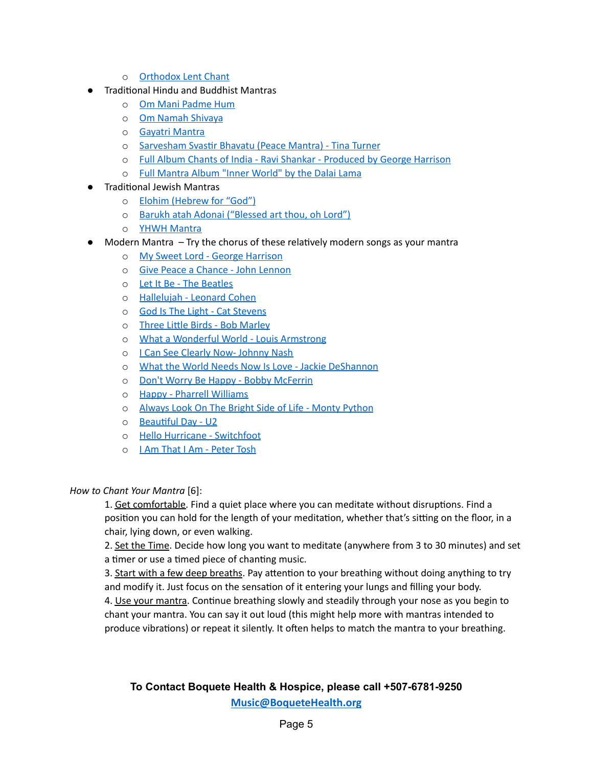- Orthodox Lent Chant
- Traditional Hindu and Buddhist Mantras
    - Om Mani Padme Hum
    - Om Namah Shivaya
    - Gayatri Mantra
    - Sarvesham Svastir Bhavatu (Peace Mantra) - Tina Turner
    - Full Album Chants of India - Ravi Shankar - Produced by George Harrison
    - Full Mantra Album "Inner World" by the Dalai Lama
- Traditional Jewish Mantras
    - Elohim (Hebrew for "God")
    - Barukh atah Adonai ("Blessed art thou, oh Lord")
    - YHWH Mantra
- Modern Mantra – Try the chorus of these relatively modern songs as your mantra
    - My Sweet Lord - George Harrison
    - Give Peace a Chance - John Lennon
    - Let It Be - The Beatles
    - Hallelujah - Leonard Cohen
    - God Is The Light - Cat Stevens
    - Three Little Birds - Bob Marley
    - What a Wonderful World - Louis Armstrong
    - I Can See Clearly Now- Johnny Nash
    - What the World Needs Now Is Love - Jackie DeShannon
    - Don't Worry Be Happy - Bobby McFerrin
    - Happy - Pharrell Williams
    - Always Look On The Bright Side of Life - Monty Python
    - Beautiful Day - U2
    - Hello Hurricane - Switchfoot
    - I Am That I Am - Peter Tosh

*How to Chant Your Mantra* [6]:

1. Get comfortable. Find a quiet place where you can meditate without disruptions. Find a position you can hold for the length of your meditation, whether that's sitting on the floor, in a chair, lying down, or even walking.
2. Set the Time. Decide how long you want to meditate (anywhere from 3 to 30 minutes) and set a timer or use a timed piece of chanting music.
3. Start with a few deep breaths. Pay attention to your breathing without doing anything to try and modify it. Just focus on the sensation of it entering your lungs and filling your body.
4. Use your mantra. Continue breathing slowly and steadily through your nose as you begin to chant your mantra. You can say it out loud (this might help more with mantras intended to produce vibrations) or repeat it silently. It often helps to match the mantra to your breathing.

**To Contact Boquete Health & Hospice, please call +507-6781-9250**

**Music@BoqueteHealth.org**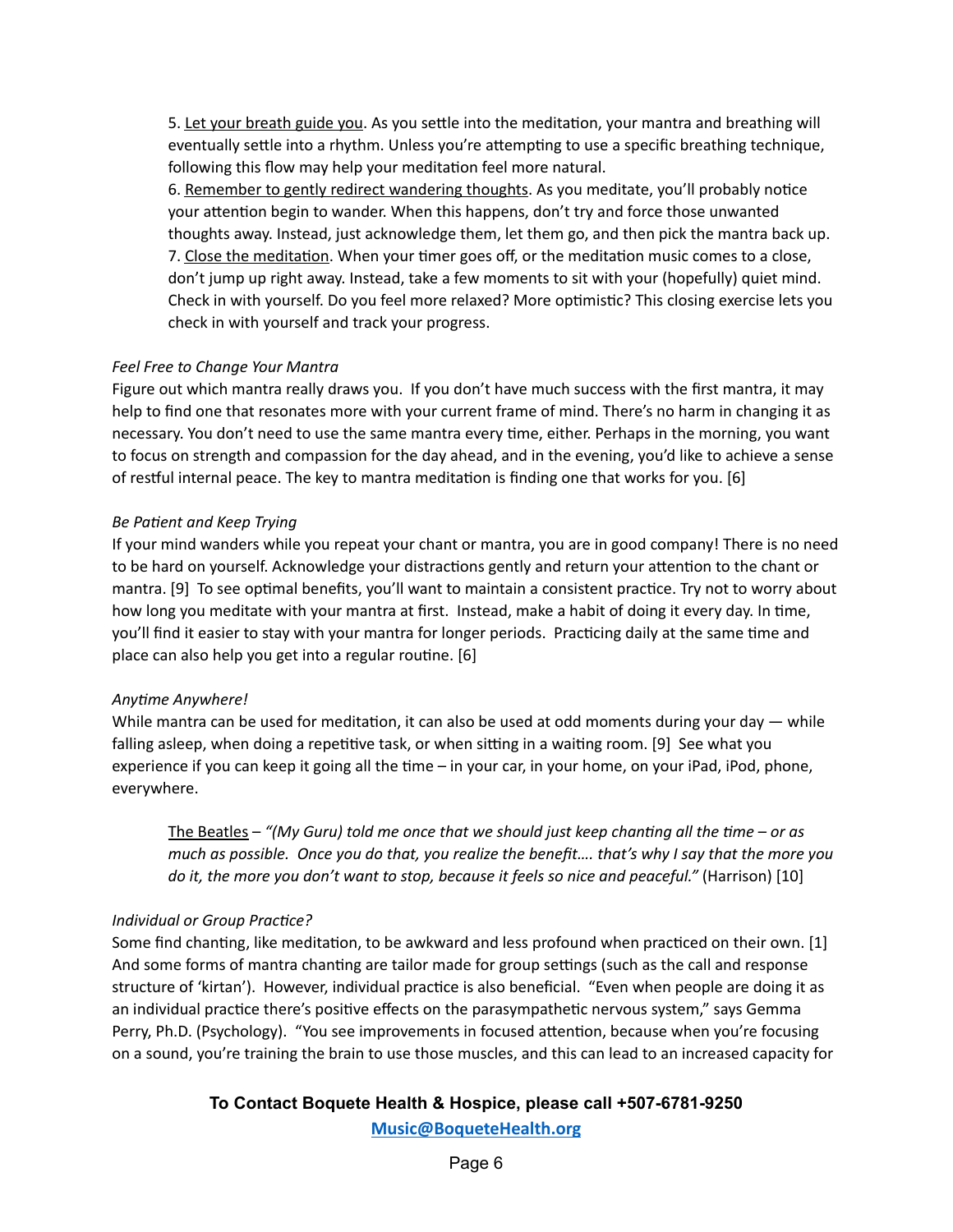5. <u>Let your breath guide you</u>. As you settle into the meditation, your mantra and breathing will eventually settle into a rhythm. Unless you're attempting to use a specific breathing technique, following this flow may help your meditation feel more natural.
6. <u>Remember to gently redirect wandering thoughts</u>. As you meditate, you'll probably notice your attention begin to wander. When this happens, don't try and force those unwanted thoughts away. Instead, just acknowledge them, let them go, and then pick the mantra back up.
7. <u>Close the meditation</u>. When your timer goes off, or the meditation music comes to a close, don't jump up right away. Instead, take a few moments to sit with your (hopefully) quiet mind. Check in with yourself. Do you feel more relaxed? More optimistic? This closing exercise lets you check in with yourself and track your progress.

*Feel Free to Change Your Mantra*

Figure out which mantra really draws you. If you don't have much success with the first mantra, it may help to find one that resonates more with your current frame of mind. There's no harm in changing it as necessary. You don't need to use the same mantra every time, either. Perhaps in the morning, you want to focus on strength and compassion for the day ahead, and in the evening, you'd like to achieve a sense of restful internal peace. The key to mantra meditation is finding one that works for you. [6]

*Be Patient and Keep Trying*

If your mind wanders while you repeat your chant or mantra, you are in good company! There is no need to be hard on yourself. Acknowledge your distractions gently and return your attention to the chant or mantra. [9] To see optimal benefits, you'll want to maintain a consistent practice. Try not to worry about how long you meditate with your mantra at first. Instead, make a habit of doing it every day. In time, you'll find it easier to stay with your mantra for longer periods. Practicing daily at the same time and place can also help you get into a regular routine. [6]

*Anytime Anywhere!*

While mantra can be used for meditation, it can also be used at odd moments during your day — while falling asleep, when doing a repetitive task, or when sitting in a waiting room. [9] See what you experience if you can keep it going all the time – in your car, in your home, on your iPad, iPod, phone, everywhere.

> <u>The Beatles</u> – *"(My Guru) told me once that we should just keep chanting all the time – or as much as possible. Once you do that, you realize the benefit…. that's why I say that the more you do it, the more you don't want to stop, because it feels so nice and peaceful."* (Harrison) [10]

*Individual or Group Practice?*

Some find chanting, like meditation, to be awkward and less profound when practiced on their own. [1] And some forms of mantra chanting are tailor made for group settings (such as the call and response structure of 'kirtan'). However, individual practice is also beneficial. "Even when people are doing it as an individual practice there's positive effects on the parasympathetic nervous system," says Gemma Perry, Ph.D. (Psychology). "You see improvements in focused attention, because when you're focusing on a sound, you're training the brain to use those muscles, and this can lead to an increased capacity for

**To Contact Boquete Health & Hospice, please call +507-6781-9250**
**Music@BoqueteHealth.org**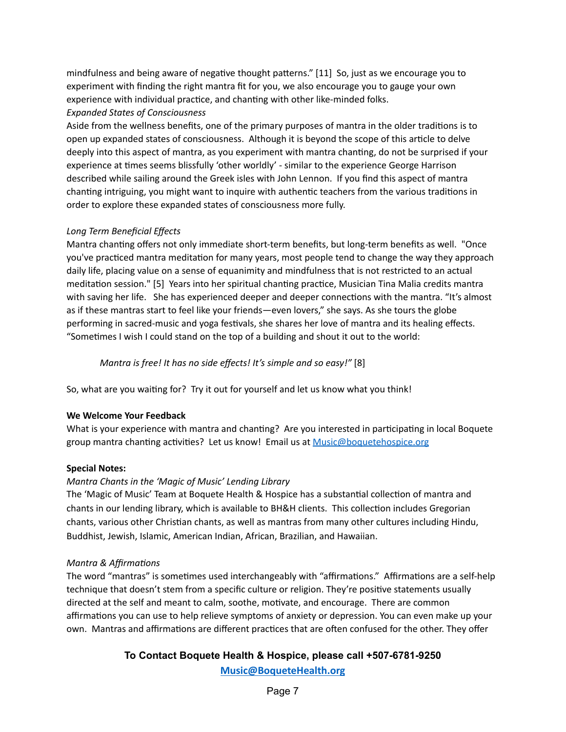mindfulness and being aware of negative thought patterns." [11] So, just as we encourage you to experiment with finding the right mantra fit for you, we also encourage you to gauge your own experience with individual practice, and chanting with other like-minded folks.

*Expanded States of Consciousness*

Aside from the wellness benefits, one of the primary purposes of mantra in the older traditions is to open up expanded states of consciousness. Although it is beyond the scope of this article to delve deeply into this aspect of mantra, as you experiment with mantra chanting, do not be surprised if your experience at times seems blissfully 'other worldly' - similar to the experience George Harrison described while sailing around the Greek isles with John Lennon. If you find this aspect of mantra chanting intriguing, you might want to inquire with authentic teachers from the various traditions in order to explore these expanded states of consciousness more fully.

*Long Term Beneficial Effects*

Mantra chanting offers not only immediate short-term benefits, but long-term benefits as well. "Once you've practiced mantra meditation for many years, most people tend to change the way they approach daily life, placing value on a sense of equanimity and mindfulness that is not restricted to an actual meditation session." [5] Years into her spiritual chanting practice, Musician Tina Malia credits mantra with saving her life. She has experienced deeper and deeper connections with the mantra. "It's almost as if these mantras start to feel like your friends—even lovers," she says. As she tours the globe performing in sacred-music and yoga festivals, she shares her love of mantra and its healing effects. "Sometimes I wish I could stand on the top of a building and shout it out to the world:

> *Mantra is free! It has no side effects! It's simple and so easy!"* [8]

So, what are you waiting for? Try it out for yourself and let us know what you think!

**We Welcome Your Feedback**

What is your experience with mantra and chanting? Are you interested in participating in local Boquete group mantra chanting activities? Let us know! Email us at [Music@boquetehospice.org](mailto:Music@boquetehospice.org)

**Special Notes:**

*Mantra Chants in the 'Magic of Music' Lending Library*

The 'Magic of Music' Team at Boquete Health & Hospice has a substantial collection of mantra and chants in our lending library, which is available to BH&H clients. This collection includes Gregorian chants, various other Christian chants, as well as mantras from many other cultures including Hindu, Buddhist, Jewish, Islamic, American Indian, African, Brazilian, and Hawaiian.

*Mantra & Affirmations*

The word "mantras" is sometimes used interchangeably with "affirmations." Affirmations are a self-help technique that doesn't stem from a specific culture or religion. They're positive statements usually directed at the self and meant to calm, soothe, motivate, and encourage. There are common affirmations you can use to help relieve symptoms of anxiety or depression. You can even make up your own. Mantras and affirmations are different practices that are often confused for the other. They offer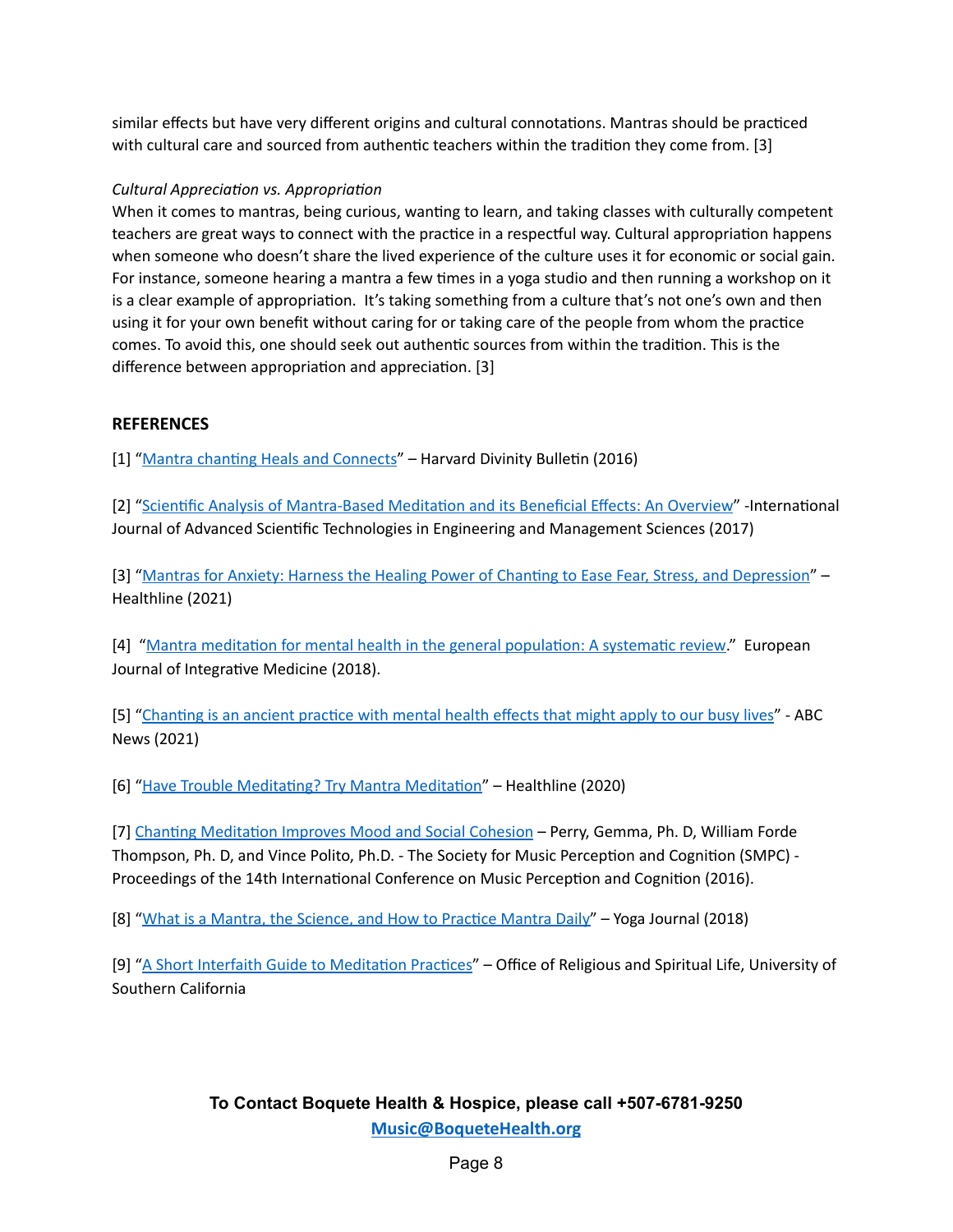similar effects but have very different origins and cultural connotations. Mantras should be practiced with cultural care and sourced from authentic teachers within the tradition they come from. [3]

*Cultural Appreciation vs. Appropriation*

When it comes to mantras, being curious, wanting to learn, and taking classes with culturally competent teachers are great ways to connect with the practice in a respectful way. Cultural appropriation happens when someone who doesn't share the lived experience of the culture uses it for economic or social gain. For instance, someone hearing a mantra a few times in a yoga studio and then running a workshop on it is a clear example of appropriation. It's taking something from a culture that's not one's own and then using it for your own benefit without caring for or taking care of the people from whom the practice comes. To avoid this, one should seek out authentic sources from within the tradition. This is the difference between appropriation and appreciation. [3]

## REFERENCES

[1] "Mantra chanting Heals and Connects" – Harvard Divinity Bulletin (2016)

[2] "Scientific Analysis of Mantra-Based Meditation and its Beneficial Effects: An Overview" -International Journal of Advanced Scientific Technologies in Engineering and Management Sciences (2017)

[3] "Mantras for Anxiety: Harness the Healing Power of Chanting to Ease Fear, Stress, and Depression" – Healthline (2021)

[4] "Mantra meditation for mental health in the general population: A systematic review." European Journal of Integrative Medicine (2018).

[5] "Chanting is an ancient practice with mental health effects that might apply to our busy lives" - ABC News (2021)

[6] "Have Trouble Meditating? Try Mantra Meditation" – Healthline (2020)

[7] Chanting Meditation Improves Mood and Social Cohesion – Perry, Gemma, Ph. D, William Forde Thompson, Ph. D, and Vince Polito, Ph.D. - The Society for Music Perception and Cognition (SMPC) - Proceedings of the 14th International Conference on Music Perception and Cognition (2016).

[8] "What is a Mantra, the Science, and How to Practice Mantra Daily" – Yoga Journal (2018)

[9] "A Short Interfaith Guide to Meditation Practices" – Office of Religious and Spiritual Life, University of Southern California

**To Contact Boquete Health & Hospice, please call +507-6781-9250**

**Music@BoqueteHealth.org**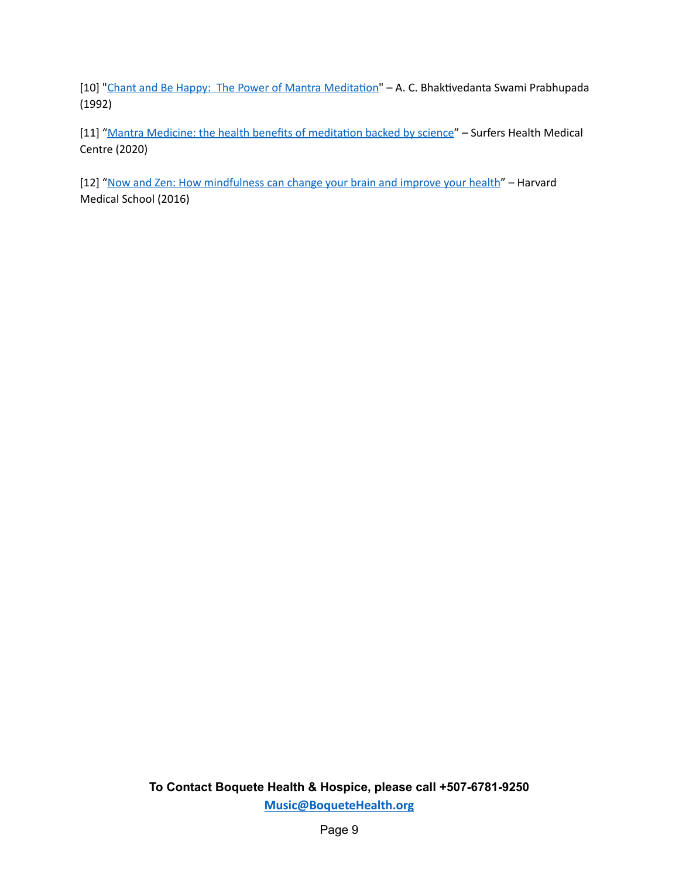[10] "Chant and Be Happy:  The Power of Mantra Meditation" – A. C. Bhaktivedanta Swami Prabhupada (1992)

[11] "Mantra Medicine: the health benefits of meditation backed by science" – Surfers Health Medical Centre (2020)

[12] "Now and Zen: How mindfulness can change your brain and improve your health" – Harvard Medical School (2016)